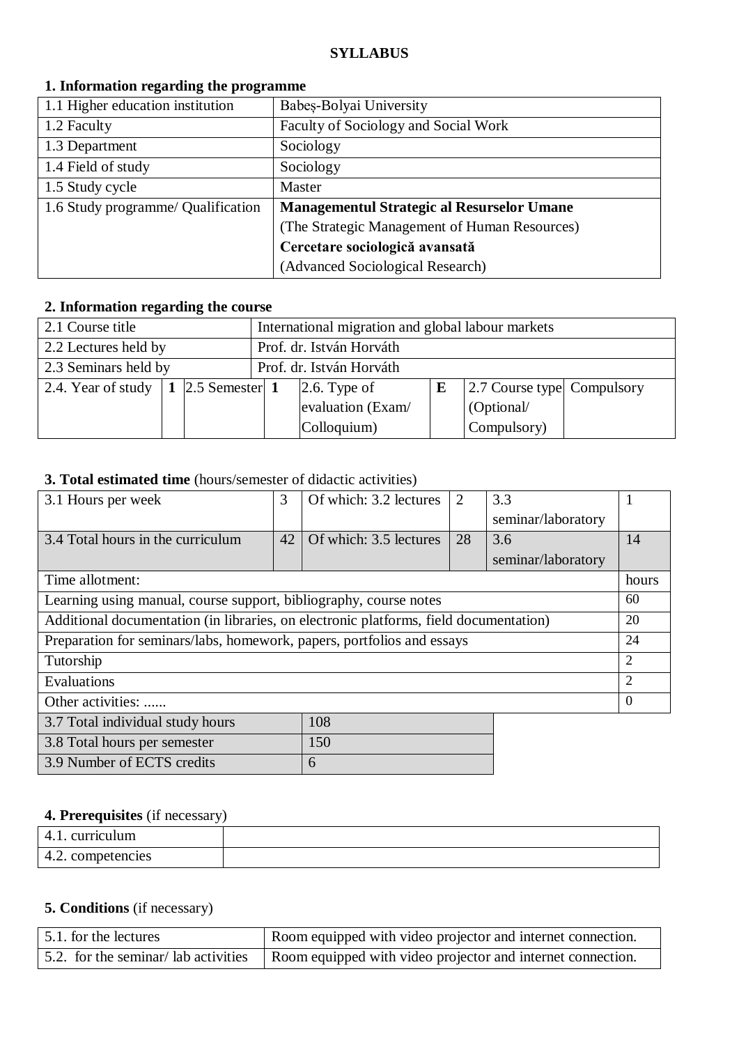**SYLLABUS**

## 1. Information regarding the programme

| | |
|---|---|
| 1.1 Higher education institution | Babeş-Bolyai University |
| 1.2 Faculty | Faculty of Sociology and Social Work |
| 1.3 Department | Sociology |
| 1.4 Field of study | Sociology |
| 1.5 Study cycle | Master |
| 1.6 Study programme/ Qualification | **Managementul Strategic al Resurselor Umane** (The Strategic Management of Human Resources) **Cercetare sociologică avansată** (Advanced Sociological Research) |

## 2. Information regarding the course

| | | | | | | | |
|---|---|---|---|---|---|---|---|
| 2.1 Course title | International migration and global labour markets | | | | | | |
| 2.2 Lectures held by | Prof. dr. István Horváth | | | | | | |
| 2.3 Seminars held by | Prof. dr. István Horváth | | | | | | |
| 2.4. Year of study | **1** | 2.5 Semester | **1** | 2.6. Type of evaluation (Exam/ Colloquium) | **E** | 2.7 Course type (Optional/ Compulsory) | Compulsory |

## 3. Total estimated time (hours/semester of didactic activities)

| | | | | | |
|---|---|---|---|---|---|
| 3.1 Hours per week | 3 | Of which: 3.2 lectures | 2 | 3.3 seminar/laboratory | 1 |
| 3.4 Total hours in the curriculum | 42 | Of which: 3.5 lectures | 28 | 3.6 seminar/laboratory | 14 |

| Time allotment: | hours |
|---|---|
| Learning using manual, course support, bibliography, course notes | 60 |
| Additional documentation (in libraries, on electronic platforms, field documentation) | 20 |
| Preparation for seminars/labs, homework, papers, portfolios and essays | 24 |
| Tutorship | 2 |
| Evaluations | 2 |
| Other activities: ...... | 0 |

| | |
|---|---|
| 3.7 Total individual study hours | 108 |
| 3.8 Total hours per semester | 150 |
| 3.9 Number of ECTS credits | 6 |

## 4. Prerequisites (if necessary)

| | |
|---|---|
| 4.1. curriculum | |
| 4.2. competencies | |

## 5. Conditions (if necessary)

| | |
|---|---|
| 5.1. for the lectures | Room equipped with video projector and internet connection. |
| 5.2. for the seminar/ lab activities | Room equipped with video projector and internet connection. |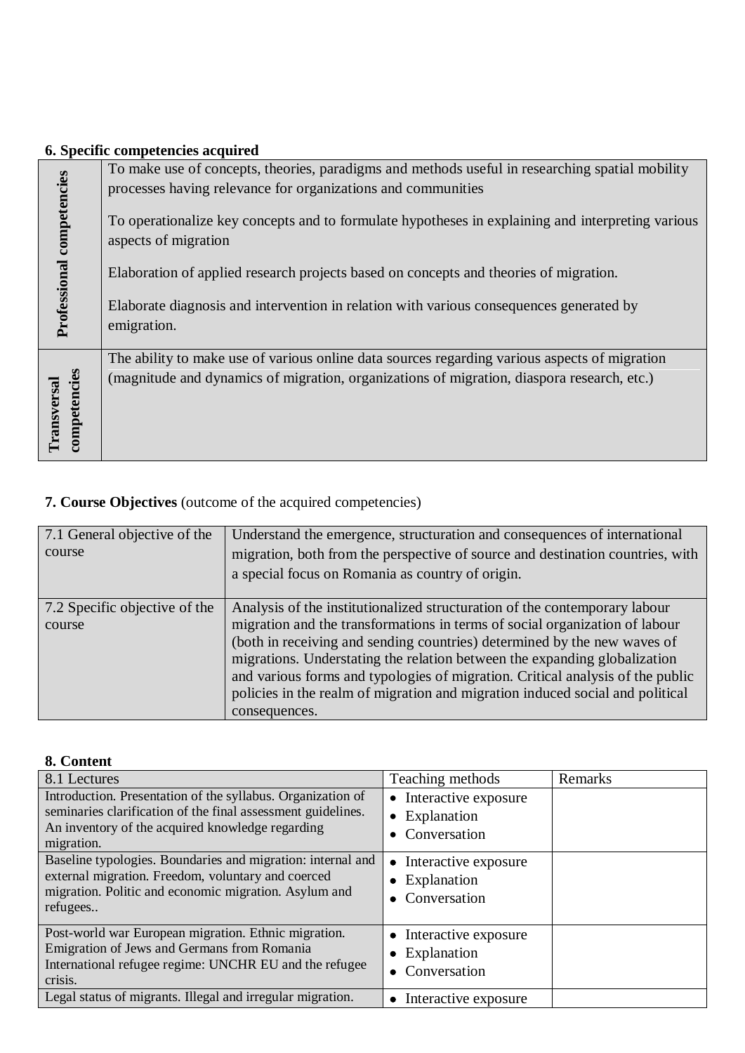**6. Specific competencies acquired**

| | |
|---|---|
| **Professional competencies** | To make use of concepts, theories, paradigms and methods useful in researching spatial mobility processes having relevance for organizations and communities<br><br>To operationalize key concepts and to formulate hypotheses in explaining and interpreting various aspects of migration<br><br>Elaboration of applied research projects based on concepts and theories of migration.<br><br>Elaborate diagnosis and intervention in relation with various consequences generated by emigration. |
| **Transversal competencies** | The ability to make use of various online data sources regarding various aspects of migration (magnitude and dynamics of migration, organizations of migration, diaspora research, etc.) |

**7. Course Objectives** (outcome of the acquired competencies)

| | |
|---|---|
| 7.1 General objective of the course | Understand the emergence, structuration and consequences of international migration, both from the perspective of source and destination countries, with a special focus on Romania as country of origin. |
| 7.2 Specific objective of the course | Analysis of the institutionalized structuration of the contemporary labour migration and the transformations in terms of social organization of labour (both in receiving and sending countries) determined by the new waves of migrations. Understating the relation between the expanding globalization and various forms and typologies of migration. Critical analysis of the public policies in the realm of migration and migration induced social and political consequences. |

**8. Content**

| 8.1 Lectures | Teaching methods | Remarks |
|---|---|---|
| Introduction. Presentation of the syllabus. Organization of seminaries clarification of the final assessment guidelines. An inventory of the acquired knowledge regarding migration. | • Interactive exposure<br>• Explanation<br>• Conversation | |
| Baseline typologies. Boundaries and migration: internal and external migration. Freedom, voluntary and coerced migration. Politic and economic migration. Asylum and refugees.. | • Interactive exposure<br>• Explanation<br>• Conversation | |
| Post-world war European migration. Ethnic migration. Emigration of Jews and Germans from Romania International refugee regime: UNCHR EU and the refugee crisis. | • Interactive exposure<br>• Explanation<br>• Conversation | |
| Legal status of migrants. Illegal and irregular migration. | • Interactive exposure | |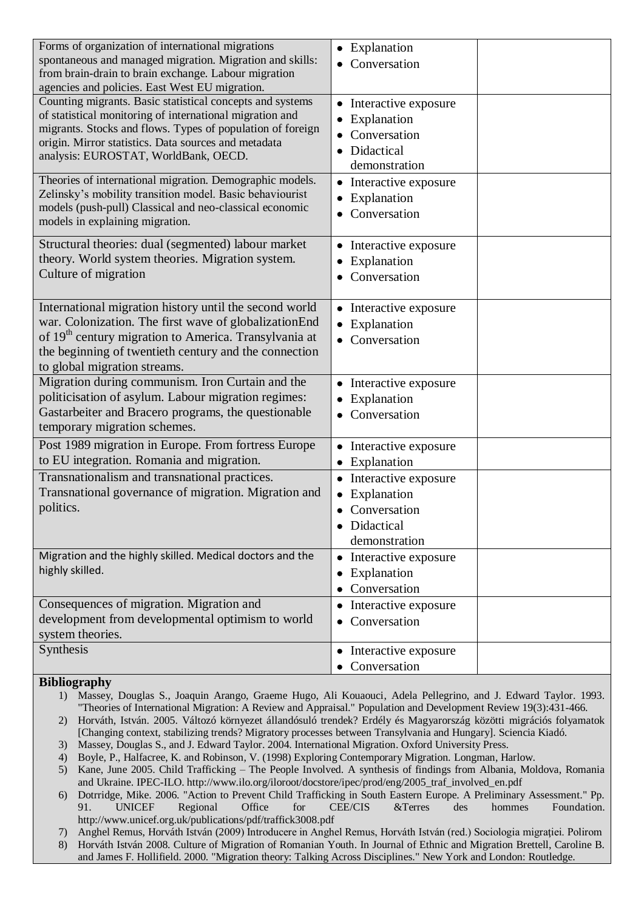| | | |
|---|---|---|
| Forms of organization of international migrations spontaneous and managed migration. Migration and skills: from brain-drain to brain exchange. Labour migration agencies and policies. East West EU migration. | • Explanation<br>• Conversation | |
| Counting migrants. Basic statistical concepts and systems of statistical monitoring of international migration and migrants. Stocks and flows. Types of population of foreign origin. Mirror statistics. Data sources and metadata analysis: EUROSTAT, WorldBank, OECD. | • Interactive exposure<br>• Explanation<br>• Conversation<br>• Didactical demonstration | |
| Theories of international migration. Demographic models. Zelinsky's mobility transition model. Basic behaviourist models (push-pull) Classical and neo-classical economic models in explaining migration. | • Interactive exposure<br>• Explanation<br>• Conversation | |
| Structural theories: dual (segmented) labour market theory. World system theories. Migration system. Culture of migration | • Interactive exposure<br>• Explanation<br>• Conversation | |
| International migration history until the second world war. Colonization. The first wave of globalizationEnd of 19th century migration to America. Transylvania at the beginning of twentieth century and the connection to global migration streams. | • Interactive exposure<br>• Explanation<br>• Conversation | |
| Migration during communism. Iron Curtain and the politicisation of asylum. Labour migration regimes: Gastarbeiter and Bracero programs, the questionable temporary migration schemes. | • Interactive exposure<br>• Explanation<br>• Conversation | |
| Post 1989 migration in Europe. From fortress Europe to EU integration. Romania and migration. | • Interactive exposure<br>• Explanation | |
| Transnationalism and transnational practices. Transnational governance of migration. Migration and politics. | • Interactive exposure<br>• Explanation<br>• Conversation<br>• Didactical demonstration | |
| Migration and the highly skilled. Medical doctors and the highly skilled. | • Interactive exposure<br>• Explanation<br>• Conversation | |
| Consequences of migration. Migration and development from developmental optimism to world system theories. | • Interactive exposure<br>• Conversation | |
| Synthesis | • Interactive exposure<br>• Conversation | |

**Bibliography**

1) Massey, Douglas S., Joaquin Arango, Graeme Hugo, Ali Kouaouci, Adela Pellegrino, and J. Edward Taylor. 1993. "Theories of International Migration: A Review and Appraisal." Population and Development Review 19(3):431-466.
2) Horváth, István. 2005. Változó környezet állandósuló trendek? Erdély és Magyarország közötti migrációs folyamatok [Changing context, stabilizing trends? Migratory processes between Transylvania and Hungary]. Sciencia Kiadó.
3) Massey, Douglas S., and J. Edward Taylor. 2004. International Migration. Oxford University Press.
4) Boyle, P., Halfacree, K. and Robinson, V. (1998) Exploring Contemporary Migration. Longman, Harlow.
5) Kane, June 2005. Child Trafficking – The People Involved. A synthesis of findings from Albania, Moldova, Romania and Ukraine. IPEC-ILO. http://www.ilo.org/iloroot/docstore/ipec/prod/eng/2005_traf_involved_en.pdf
6) Dotrridge, Mike. 2006. "Action to Prevent Child Trafficking in South Eastern Europe. A Preliminary Assessment." Pp. 91. UNICEF Regional Office for CEE/CIS &Terres des hommes Foundation. http://www.unicef.org.uk/publications/pdf/traffick3008.pdf
7) Anghel Remus, Horváth István (2009) Introducere in Anghel Remus, Horváth István (red.) Sociologia migrației. Polirom
8) Horváth István 2008. Culture of Migration of Romanian Youth. In Journal of Ethnic and Migration Brettell, Caroline B. and James F. Hollifield. 2000. "Migration theory: Talking Across Disciplines." New York and London: Routledge.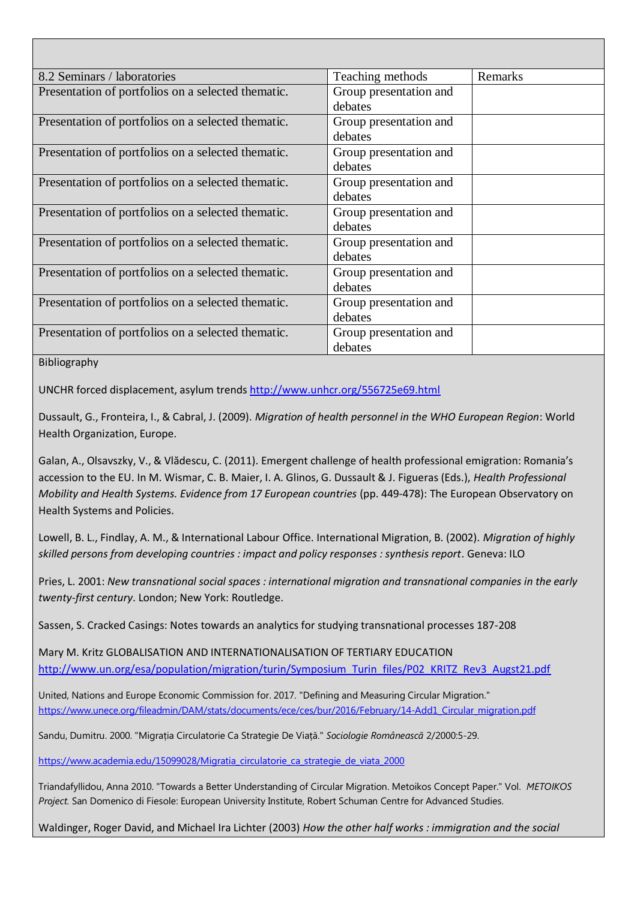| 8.2 Seminars / laboratories | Teaching methods | Remarks |
|---|---|---|
| Presentation of portfolios on a selected thematic. | Group presentation and debates | |
| Presentation of portfolios on a selected thematic. | Group presentation and debates | |
| Presentation of portfolios on a selected thematic. | Group presentation and debates | |
| Presentation of portfolios on a selected thematic. | Group presentation and debates | |
| Presentation of portfolios on a selected thematic. | Group presentation and debates | |
| Presentation of portfolios on a selected thematic. | Group presentation and debates | |
| Presentation of portfolios on a selected thematic. | Group presentation and debates | |
| Presentation of portfolios on a selected thematic. | Group presentation and debates | |
| Presentation of portfolios on a selected thematic. | Group presentation and debates | |

Bibliography

UNCHR forced displacement, asylum trends http://www.unhcr.org/556725e69.html

Dussault, G., Fronteira, I., & Cabral, J. (2009). *Migration of health personnel in the WHO European Region*: World Health Organization, Europe.

Galan, A., Olsavszky, V., & Vlădescu, C. (2011). Emergent challenge of health professional emigration: Romania's accession to the EU. In M. Wismar, C. B. Maier, I. A. Glinos, G. Dussault & J. Figueras (Eds.), *Health Professional Mobility and Health Systems. Evidence from 17 European countries* (pp. 449-478): The European Observatory on Health Systems and Policies.

Lowell, B. L., Findlay, A. M., & International Labour Office. International Migration, B. (2002). *Migration of highly skilled persons from developing countries : impact and policy responses : synthesis report*. Geneva: ILO

Pries, L. 2001: *New transnational social spaces : international migration and transnational companies in the early twenty-first century*. London; New York: Routledge.

Sassen, S. Cracked Casings: Notes towards an analytics for studying transnational processes 187-208

Mary M. Kritz GLOBALISATION AND INTERNATIONALISATION OF TERTIARY EDUCATION http://www.un.org/esa/population/migration/turin/Symposium_Turin_files/P02_KRITZ_Rev3_Augst21.pdf

United, Nations and Europe Economic Commission for. 2017. "Defining and Measuring Circular Migration." https://www.unece.org/fileadmin/DAM/stats/documents/ece/ces/bur/2016/February/14-Add1_Circular_migration.pdf

Sandu, Dumitru. 2000. "Migrația Circulatorie Ca Strategie De Viață." *Sociologie Românească* 2/2000:5-29.

https://www.academia.edu/15099028/Migratia_circulatorie_ca_strategie_de_viata_2000

Triandafyllidou, Anna 2010. "Towards a Better Understanding of Circular Migration. Metoikos Concept Paper." Vol. *METOIKOS Project.* San Domenico di Fiesole: European University Institute, Robert Schuman Centre for Advanced Studies.

Waldinger, Roger David, and Michael Ira Lichter (2003) *How the other half works : immigration and the social*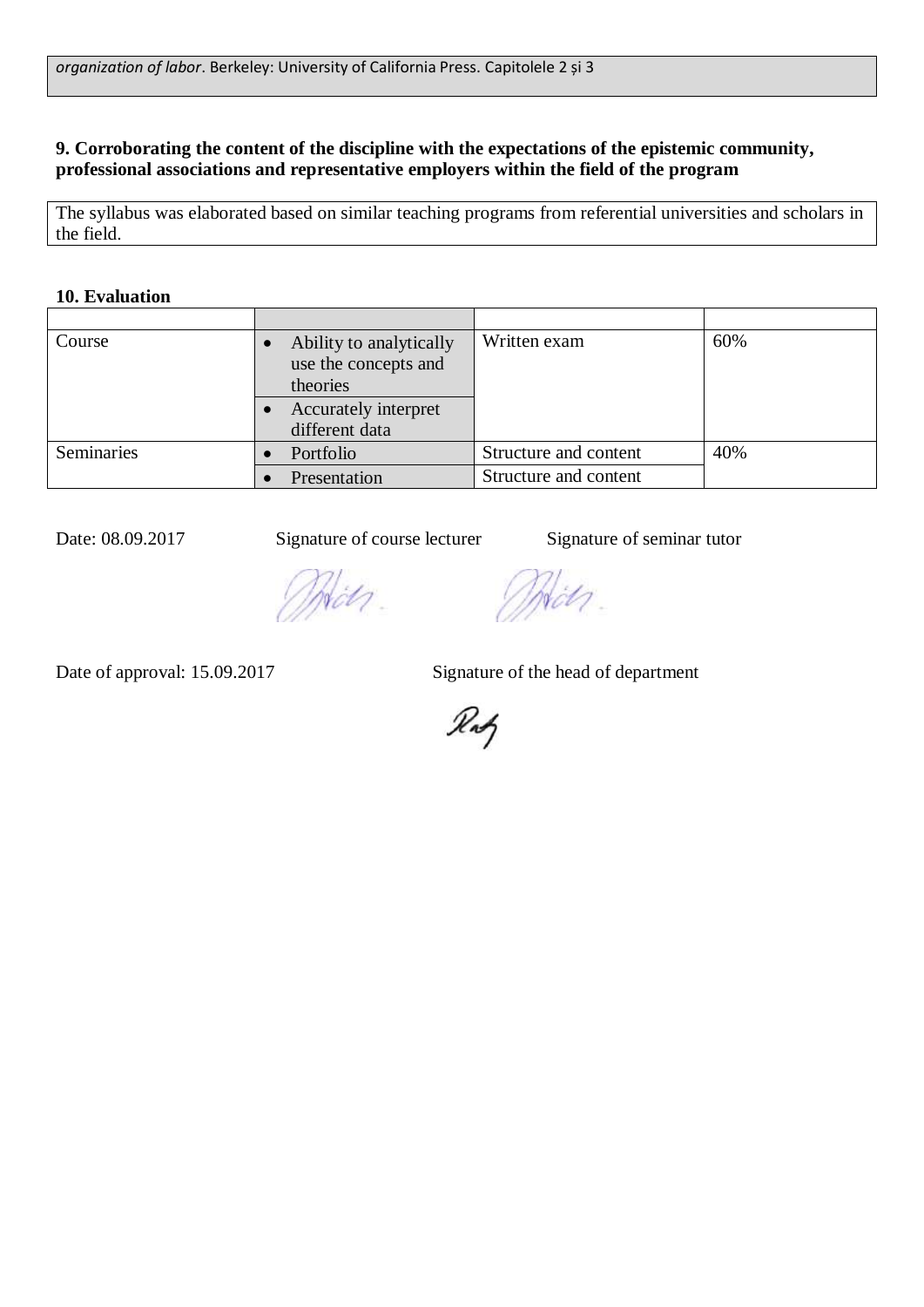*organization of labor*. Berkeley: University of California Press. Capitolele 2 și 3

**9. Corroborating the content of the discipline with the expectations of the epistemic community, professional associations and representative employers within the field of the program**

The syllabus was elaborated based on similar teaching programs from referential universities and scholars in the field.

**10. Evaluation**

| | | | |
|---|---|---|---|
| Course | • Ability to analytically use the concepts and theories<br>• Accurately interpret different data | Written exam | 60% |
| Seminaries | • Portfolio | Structure and content | 40% |
| | • Presentation | Structure and content | |

Date: 08.09.2017 Signature of course lecturer Signature of seminar tutor

Date of approval: 15.09.2017 Signature of the head of department